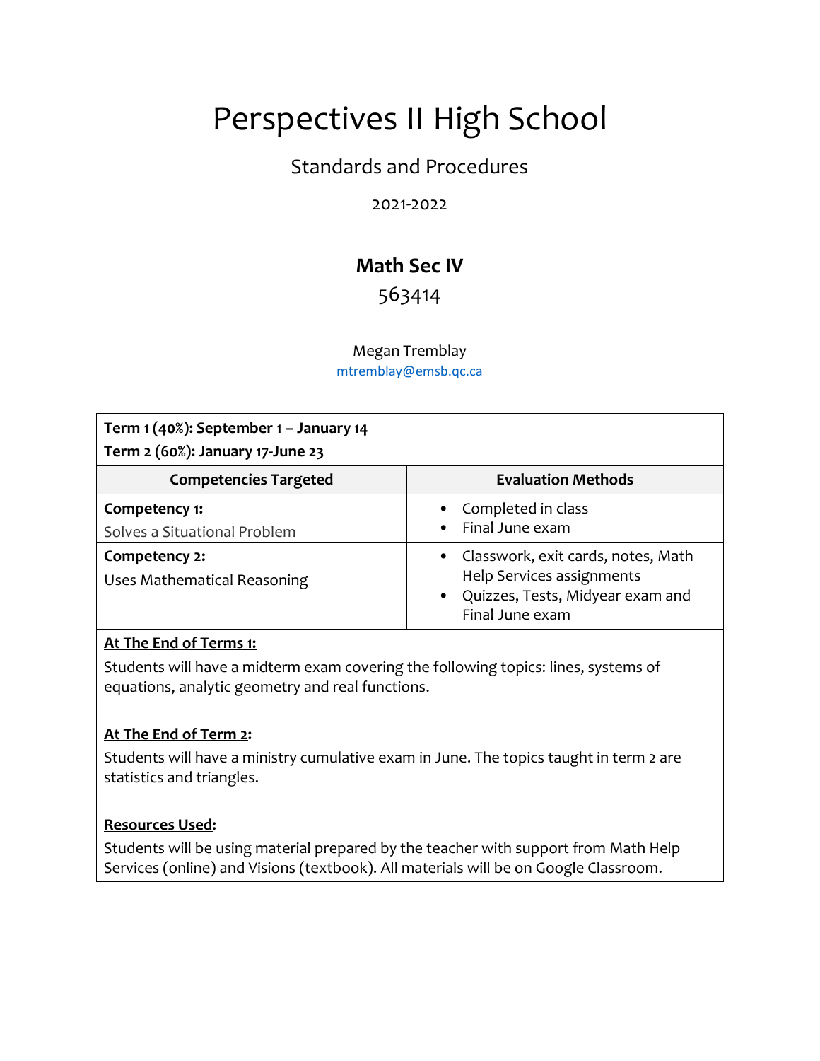# Perspectives II High School

## Standards and Procedures

2021-2022

### Math Sec IV

563414

Megan Tremblay
mtremblay@emsb.qc.ca

**Term 1 (40%): September 1 – January 14**
**Term 2 (60%): January 17-June 23**

| Competencies Targeted | Evaluation Methods |
|---|---|
| **Competency 1:** Solves a Situational Problem | • Completed in class<br>• Final June exam |
| **Competency 2:** Uses Mathematical Reasoning | • Classwork, exit cards, notes, Math Help Services assignments<br>• Quizzes, Tests, Midyear exam and Final June exam |

**At The End of Terms 1:**

Students will have a midterm exam covering the following topics: lines, systems of equations, analytic geometry and real functions.

**At The End of Term 2:**

Students will have a ministry cumulative exam in June. The topics taught in term 2 are statistics and triangles.

**Resources Used:**

Students will be using material prepared by the teacher with support from Math Help Services (online) and Visions (textbook). All materials will be on Google Classroom.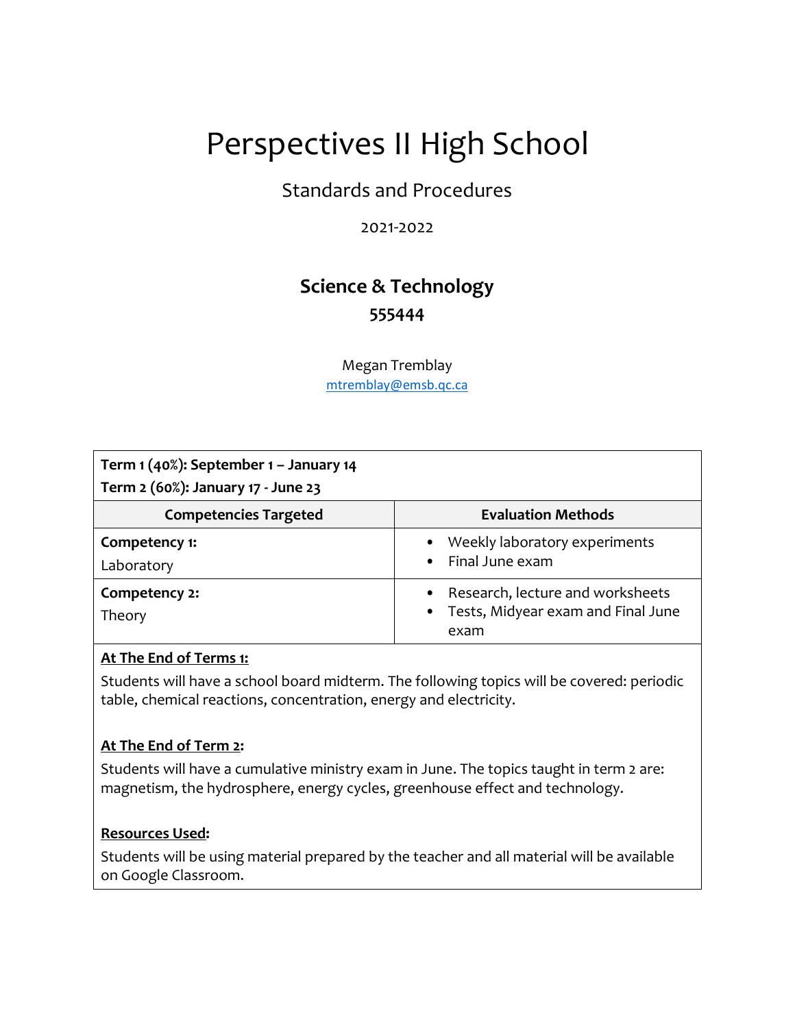# Perspectives II High School

## Standards and Procedures

2021-2022

### Science & Technology

### 555444

Megan Tremblay
mtremblay@emsb.qc.ca

**Term 1 (40%): September 1 – January 14**
**Term 2 (60%): January 17 - June 23**

| Competencies Targeted | Evaluation Methods |
|---|---|
| **Competency 1:** Laboratory | • Weekly laboratory experiments<br>• Final June exam |
| **Competency 2:** Theory | • Research, lecture and worksheets<br>• Tests, Midyear exam and Final June exam |

**At The End of Terms 1:**

Students will have a school board midterm. The following topics will be covered: periodic table, chemical reactions, concentration, energy and electricity.

**At The End of Term 2:**

Students will have a cumulative ministry exam in June. The topics taught in term 2 are: magnetism, the hydrosphere, energy cycles, greenhouse effect and technology.

**Resources Used:**

Students will be using material prepared by the teacher and all material will be available on Google Classroom.